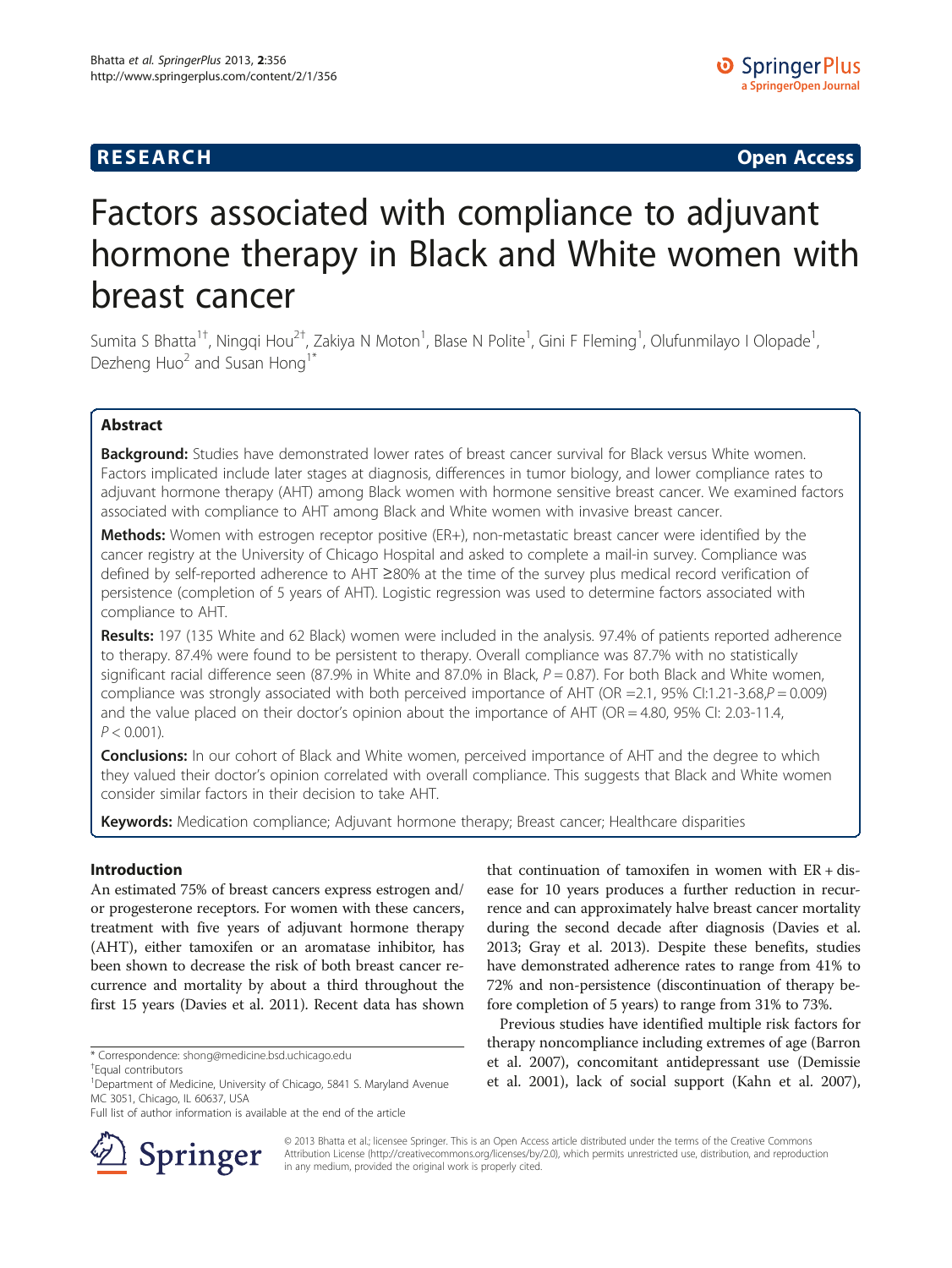**RESEARCH** **Open Access**

# Factors associated with compliance to adjuvant hormone therapy in Black and White women with breast cancer

Sumita S Bhatta[1†], Ningqi Hou[2†], Zakiya N Moton[1], Blase N Polite[1], Gini F Fleming[1], Olufunmilayo I Olopade[1], Dezheng Huo[2] and Susan Hong[1*]

## Abstract

**Background:** Studies have demonstrated lower rates of breast cancer survival for Black versus White women. Factors implicated include later stages at diagnosis, differences in tumor biology, and lower compliance rates to adjuvant hormone therapy (AHT) among Black women with hormone sensitive breast cancer. We examined factors associated with compliance to AHT among Black and White women with invasive breast cancer.

**Methods:** Women with estrogen receptor positive (ER+), non-metastatic breast cancer were identified by the cancer registry at the University of Chicago Hospital and asked to complete a mail-in survey. Compliance was defined by self-reported adherence to AHT ≥80% at the time of the survey plus medical record verification of persistence (completion of 5 years of AHT). Logistic regression was used to determine factors associated with compliance to AHT.

**Results:** 197 (135 White and 62 Black) women were included in the analysis. 97.4% of patients reported adherence to therapy. 87.4% were found to be persistent to therapy. Overall compliance was 87.7% with no statistically significant racial difference seen (87.9% in White and 87.0% in Black, $P = 0.87$). For both Black and White women, compliance was strongly associated with both perceived importance of AHT (OR =2.1, 95% CI:1.21-3.68, $P = 0.009$) and the value placed on their doctor's opinion about the importance of AHT (OR = 4.80, 95% CI: 2.03-11.4, $P < 0.001$).

**Conclusions:** In our cohort of Black and White women, perceived importance of AHT and the degree to which they valued their doctor's opinion correlated with overall compliance. This suggests that Black and White women consider similar factors in their decision to take AHT.

**Keywords:** Medication compliance; Adjuvant hormone therapy; Breast cancer; Healthcare disparities

## Introduction

An estimated 75% of breast cancers express estrogen and/or progesterone receptors. For women with these cancers, treatment with five years of adjuvant hormone therapy (AHT), either tamoxifen or an aromatase inhibitor, has been shown to decrease the risk of both breast cancer recurrence and mortality by about a third throughout the first 15 years (Davies et al. 2011). Recent data has shown that continuation of tamoxifen in women with ER + disease for 10 years produces a further reduction in recurrence and can approximately halve breast cancer mortality during the second decade after diagnosis (Davies et al. 2013; Gray et al. 2013). Despite these benefits, studies have demonstrated adherence rates to range from 41% to 72% and non-persistence (discontinuation of therapy before completion of 5 years) to range from 31% to 73%.

Previous studies have identified multiple risk factors for therapy noncompliance including extremes of age (Barron et al. 2007), concomitant antidepressant use (Demissie et al. 2001), lack of social support (Kahn et al. 2007),

\* Correspondence: shong@medicine.bsd.uchicago.edu
†Equal contributors
[1]Department of Medicine, University of Chicago, 5841 S. Maryland Avenue MC 3051, Chicago, IL 60637, USA
Full list of author information is available at the end of the article

© 2013 Bhatta et al.; licensee Springer. This is an Open Access article distributed under the terms of the Creative Commons Attribution License (http://creativecommons.org/licenses/by/2.0), which permits unrestricted use, distribution, and reproduction in any medium, provided the original work is properly cited.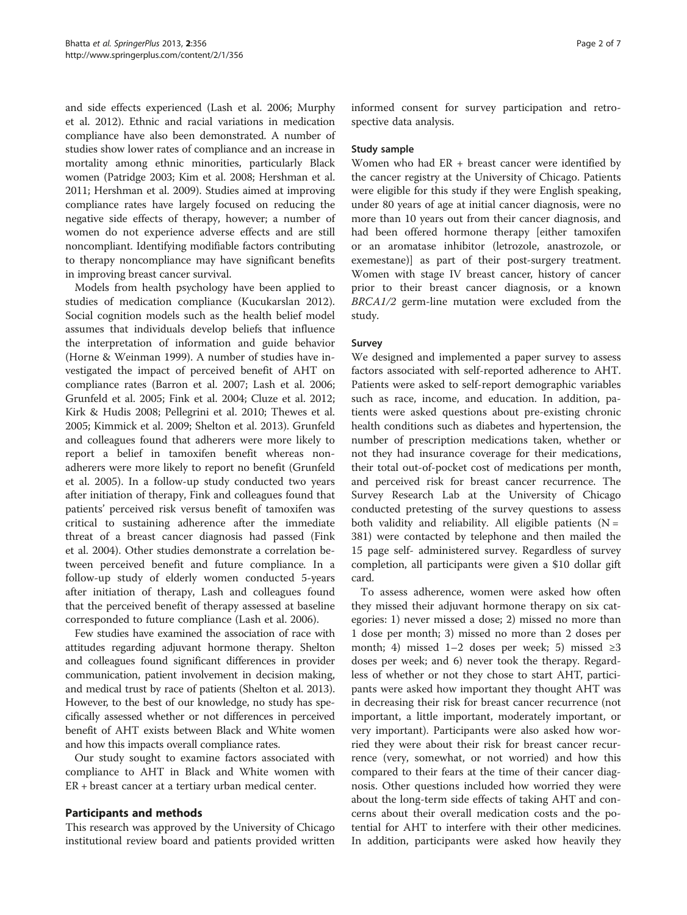and side effects experienced (Lash et al. 2006; Murphy et al. 2012). Ethnic and racial variations in medication compliance have also been demonstrated. A number of studies show lower rates of compliance and an increase in mortality among ethnic minorities, particularly Black women (Patridge 2003; Kim et al. 2008; Hershman et al. 2011; Hershman et al. 2009). Studies aimed at improving compliance rates have largely focused on reducing the negative side effects of therapy, however; a number of women do not experience adverse effects and are still noncompliant. Identifying modifiable factors contributing to therapy noncompliance may have significant benefits in improving breast cancer survival.

Models from health psychology have been applied to studies of medication compliance (Kucukarslan 2012). Social cognition models such as the health belief model assumes that individuals develop beliefs that influence the interpretation of information and guide behavior (Horne & Weinman 1999). A number of studies have investigated the impact of perceived benefit of AHT on compliance rates (Barron et al. 2007; Lash et al. 2006; Grunfeld et al. 2005; Fink et al. 2004; Cluze et al. 2012; Kirk & Hudis 2008; Pellegrini et al. 2010; Thewes et al. 2005; Kimmick et al. 2009; Shelton et al. 2013). Grunfeld and colleagues found that adherers were more likely to report a belief in tamoxifen benefit whereas non-adherers were more likely to report no benefit (Grunfeld et al. 2005). In a follow-up study conducted two years after initiation of therapy, Fink and colleagues found that patients' perceived risk versus benefit of tamoxifen was critical to sustaining adherence after the immediate threat of a breast cancer diagnosis had passed (Fink et al. 2004). Other studies demonstrate a correlation between perceived benefit and future compliance. In a follow-up study of elderly women conducted 5-years after initiation of therapy, Lash and colleagues found that the perceived benefit of therapy assessed at baseline corresponded to future compliance (Lash et al. 2006).

Few studies have examined the association of race with attitudes regarding adjuvant hormone therapy. Shelton and colleagues found significant differences in provider communication, patient involvement in decision making, and medical trust by race of patients (Shelton et al. 2013). However, to the best of our knowledge, no study has specifically assessed whether or not differences in perceived benefit of AHT exists between Black and White women and how this impacts overall compliance rates.

Our study sought to examine factors associated with compliance to AHT in Black and White women with ER + breast cancer at a tertiary urban medical center.

## Participants and methods

This research was approved by the University of Chicago institutional review board and patients provided written informed consent for survey participation and retrospective data analysis.

### Study sample

Women who had ER + breast cancer were identified by the cancer registry at the University of Chicago. Patients were eligible for this study if they were English speaking, under 80 years of age at initial cancer diagnosis, were no more than 10 years out from their cancer diagnosis, and had been offered hormone therapy [either tamoxifen or an aromatase inhibitor (letrozole, anastrozole, or exemestane)] as part of their post-surgery treatment. Women with stage IV breast cancer, history of cancer prior to their breast cancer diagnosis, or a known *BRCA1/2* germ-line mutation were excluded from the study.

### Survey

We designed and implemented a paper survey to assess factors associated with self-reported adherence to AHT. Patients were asked to self-report demographic variables such as race, income, and education. In addition, patients were asked questions about pre-existing chronic health conditions such as diabetes and hypertension, the number of prescription medications taken, whether or not they had insurance coverage for their medications, their total out-of-pocket cost of medications per month, and perceived risk for breast cancer recurrence. The Survey Research Lab at the University of Chicago conducted pretesting of the survey questions to assess both validity and reliability. All eligible patients (N = 381) were contacted by telephone and then mailed the 15 page self- administered survey. Regardless of survey completion, all participants were given a $10 dollar gift card.

To assess adherence, women were asked how often they missed their adjuvant hormone therapy on six categories: 1) never missed a dose; 2) missed no more than 1 dose per month; 3) missed no more than 2 doses per month; 4) missed 1–2 doses per week; 5) missed ≥3 doses per week; and 6) never took the therapy. Regardless of whether or not they chose to start AHT, participants were asked how important they thought AHT was in decreasing their risk for breast cancer recurrence (not important, a little important, moderately important, or very important). Participants were also asked how worried they were about their risk for breast cancer recurrence (very, somewhat, or not worried) and how this compared to their fears at the time of their cancer diagnosis. Other questions included how worried they were about the long-term side effects of taking AHT and concerns about their overall medication costs and the potential for AHT to interfere with their other medicines. In addition, participants were asked how heavily they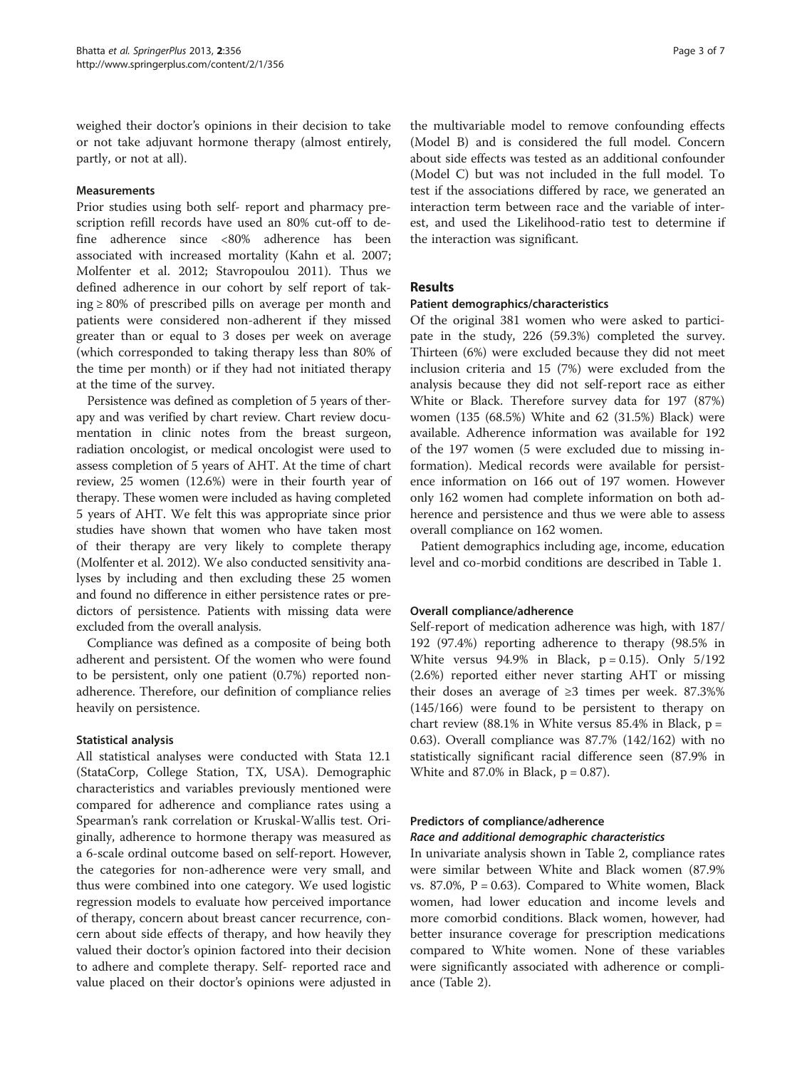weighed their doctor's opinions in their decision to take or not take adjuvant hormone therapy (almost entirely, partly, or not at all).

### Measurements

Prior studies using both self- report and pharmacy prescription refill records have used an 80% cut-off to define adherence since <80% adherence has been associated with increased mortality (Kahn et al. 2007; Molfenter et al. 2012; Stavropoulou 2011). Thus we defined adherence in our cohort by self report of taking ≥ 80% of prescribed pills on average per month and patients were considered non-adherent if they missed greater than or equal to 3 doses per week on average (which corresponded to taking therapy less than 80% of the time per month) or if they had not initiated therapy at the time of the survey.

Persistence was defined as completion of 5 years of therapy and was verified by chart review. Chart review documentation in clinic notes from the breast surgeon, radiation oncologist, or medical oncologist were used to assess completion of 5 years of AHT. At the time of chart review, 25 women (12.6%) were in their fourth year of therapy. These women were included as having completed 5 years of AHT. We felt this was appropriate since prior studies have shown that women who have taken most of their therapy are very likely to complete therapy (Molfenter et al. 2012). We also conducted sensitivity analyses by including and then excluding these 25 women and found no difference in either persistence rates or predictors of persistence. Patients with missing data were excluded from the overall analysis.

Compliance was defined as a composite of being both adherent and persistent. Of the women who were found to be persistent, only one patient (0.7%) reported non-adherence. Therefore, our definition of compliance relies heavily on persistence.

### Statistical analysis

All statistical analyses were conducted with Stata 12.1 (StataCorp, College Station, TX, USA). Demographic characteristics and variables previously mentioned were compared for adherence and compliance rates using a Spearman's rank correlation or Kruskal-Wallis test. Originally, adherence to hormone therapy was measured as a 6-scale ordinal outcome based on self-report. However, the categories for non-adherence were very small, and thus were combined into one category. We used logistic regression models to evaluate how perceived importance of therapy, concern about breast cancer recurrence, concern about side effects of therapy, and how heavily they valued their doctor's opinion factored into their decision to adhere and complete therapy. Self- reported race and value placed on their doctor's opinions were adjusted in the multivariable model to remove confounding effects (Model B) and is considered the full model. Concern about side effects was tested as an additional confounder (Model C) but was not included in the full model. To test if the associations differed by race, we generated an interaction term between race and the variable of interest, and used the Likelihood-ratio test to determine if the interaction was significant.

## Results

### Patient demographics/characteristics

Of the original 381 women who were asked to participate in the study, 226 (59.3%) completed the survey. Thirteen (6%) were excluded because they did not meet inclusion criteria and 15 (7%) were excluded from the analysis because they did not self-report race as either White or Black. Therefore survey data for 197 (87%) women (135 (68.5%) White and 62 (31.5%) Black) were available. Adherence information was available for 192 of the 197 women (5 were excluded due to missing information). Medical records were available for persistence information on 166 out of 197 women. However only 162 women had complete information on both adherence and persistence and thus we were able to assess overall compliance on 162 women.

Patient demographics including age, income, education level and co-morbid conditions are described in Table 1.

### Overall compliance/adherence

Self-report of medication adherence was high, with 187/192 (97.4%) reporting adherence to therapy (98.5% in White versus 94.9% in Black, p = 0.15). Only 5/192 (2.6%) reported either never starting AHT or missing their doses an average of ≥3 times per week. 87.3%% (145/166) were found to be persistent to therapy on chart review (88.1% in White versus 85.4% in Black, p = 0.63). Overall compliance was 87.7% (142/162) with no statistically significant racial difference seen (87.9% in White and 87.0% in Black, p = 0.87).

### Predictors of compliance/adherence

#### *Race and additional demographic characteristics*

In univariate analysis shown in Table 2, compliance rates were similar between White and Black women (87.9% vs. 87.0%, P = 0.63). Compared to White women, Black women, had lower education and income levels and more comorbid conditions. Black women, however, had better insurance coverage for prescription medications compared to White women. None of these variables were significantly associated with adherence or compliance (Table 2).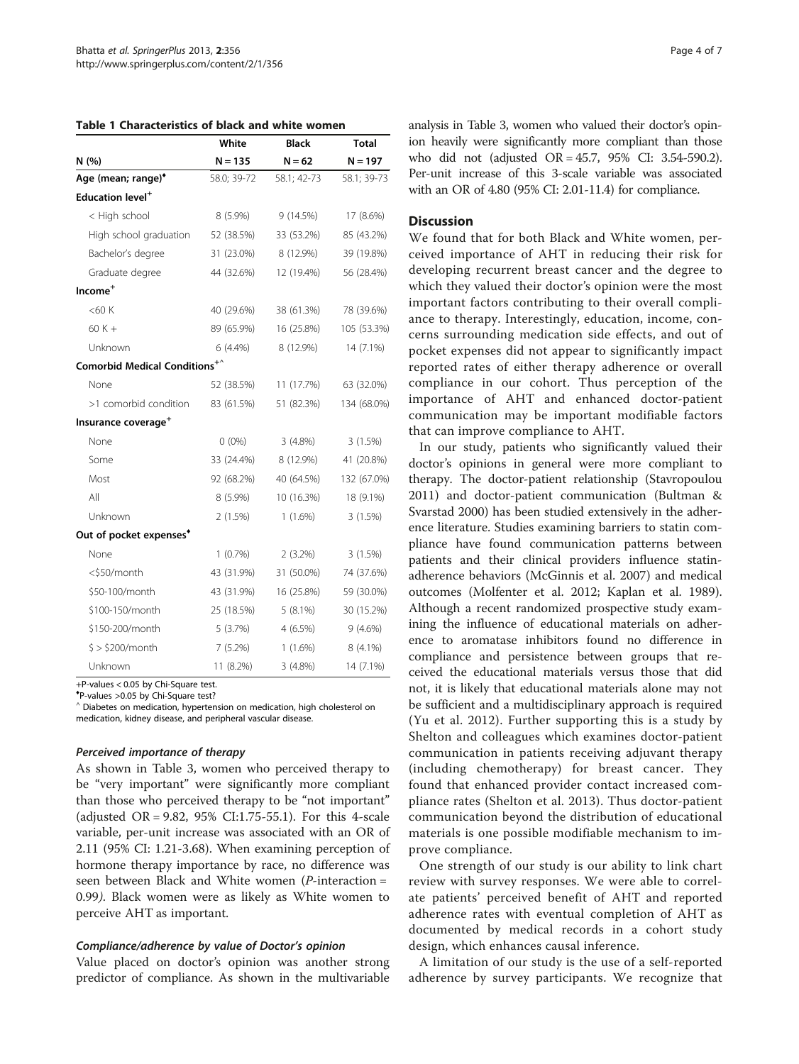**Table 1 Characteristics of black and white women**

| N (%) | White N = 135 | Black N = 62 | Total N = 197 |
|---|---|---|---|
| Age (mean; range)[♦] | 58.0; 39-72 | 58.1; 42-73 | 58.1; 39-73 |
| **Education level[+]** | | | |
| < High school | 8 (5.9%) | 9 (14.5%) | 17 (8.6%) |
| High school graduation | 52 (38.5%) | 33 (53.2%) | 85 (43.2%) |
| Bachelor's degree | 31 (23.0%) | 8 (12.9%) | 39 (19.8%) |
| Graduate degree | 44 (32.6%) | 12 (19.4%) | 56 (28.4%) |
| **Income[+]** | | | |
| <60 K | 40 (29.6%) | 38 (61.3%) | 78 (39.6%) |
| 60 K + | 89 (65.9%) | 16 (25.8%) | 105 (53.3%) |
| Unknown | 6 (4.4%) | 8 (12.9%) | 14 (7.1%) |
| **Comorbid Medical Conditions[+^]** | | | |
| None | 52 (38.5%) | 11 (17.7%) | 63 (32.0%) |
| >1 comorbid condition | 83 (61.5%) | 51 (82.3%) | 134 (68.0%) |
| **Insurance coverage[+]** | | | |
| None | 0 (0%) | 3 (4.8%) | 3 (1.5%) |
| Some | 33 (24.4%) | 8 (12.9%) | 41 (20.8%) |
| Most | 92 (68.2%) | 40 (64.5%) | 132 (67.0%) |
| All | 8 (5.9%) | 10 (16.3%) | 18 (9.1%) |
| Unknown | 2 (1.5%) | 1 (1.6%) | 3 (1.5%) |
| **Out of pocket expenses[♦]** | | | |
| None | 1 (0.7%) | 2 (3.2%) | 3 (1.5%) |
| <$50/month | 43 (31.9%) | 31 (50.0%) | 74 (37.6%) |
| $50-100/month | 43 (31.9%) | 16 (25.8%) | 59 (30.0%) |
| $100-150/month | 25 (18.5%) | 5 (8.1%) | 30 (15.2%) |
| $150-200/month | 5 (3.7%) | 4 (6.5%) | 9 (4.6%) |
| $ > $200/month | 7 (5.2%) | 1 (1.6%) | 8 (4.1%) |
| Unknown | 11 (8.2%) | 3 (4.8%) | 14 (7.1%) |

+P-values < 0.05 by Chi-Square test.
♦P-values >0.05 by Chi-Square test?
^ Diabetes on medication, hypertension on medication, high cholesterol on medication, kidney disease, and peripheral vascular disease.

### *Perceived importance of therapy*

As shown in Table 3, women who perceived therapy to be "very important" were significantly more compliant than those who perceived therapy to be "not important" (adjusted OR = 9.82, 95% CI:1.75-55.1). For this 4-scale variable, per-unit increase was associated with an OR of 2.11 (95% CI: 1.21-3.68). When examining perception of hormone therapy importance by race, no difference was seen between Black and White women (*P*-interaction = 0.99*)*. Black women were as likely as White women to perceive AHT as important.

### *Compliance/adherence by value of Doctor's opinion*

Value placed on doctor's opinion was another strong predictor of compliance. As shown in the multivariable analysis in Table 3, women who valued their doctor's opinion heavily were significantly more compliant than those who did not (adjusted OR = 45.7, 95% CI: 3.54-590.2). Per-unit increase of this 3-scale variable was associated with an OR of 4.80 (95% CI: 2.01-11.4) for compliance.

## Discussion

We found that for both Black and White women, perceived importance of AHT in reducing their risk for developing recurrent breast cancer and the degree to which they valued their doctor's opinion were the most important factors contributing to their overall compliance to therapy. Interestingly, education, income, concerns surrounding medication side effects, and out of pocket expenses did not appear to significantly impact reported rates of either therapy adherence or overall compliance in our cohort. Thus perception of the importance of AHT and enhanced doctor-patient communication may be important modifiable factors that can improve compliance to AHT.

In our study, patients who significantly valued their doctor's opinions in general were more compliant to therapy. The doctor-patient relationship (Stavropoulou 2011) and doctor-patient communication (Bultman & Svarstad 2000) has been studied extensively in the adherence literature. Studies examining barriers to statin compliance have found communication patterns between patients and their clinical providers influence statin-adherence behaviors (McGinnis et al. 2007) and medical outcomes (Molfenter et al. 2012; Kaplan et al. 1989). Although a recent randomized prospective study examining the influence of educational materials on adherence to aromatase inhibitors found no difference in compliance and persistence between groups that received the educational materials versus those that did not, it is likely that educational materials alone may not be sufficient and a multidisciplinary approach is required (Yu et al. 2012). Further supporting this is a study by Shelton and colleagues which examines doctor-patient communication in patients receiving adjuvant therapy (including chemotherapy) for breast cancer. They found that enhanced provider contact increased compliance rates (Shelton et al. 2013). Thus doctor-patient communication beyond the distribution of educational materials is one possible modifiable mechanism to improve compliance.

One strength of our study is our ability to link chart review with survey responses. We were able to correlate patients' perceived benefit of AHT and reported adherence rates with eventual completion of AHT as documented by medical records in a cohort study design, which enhances causal inference.

A limitation of our study is the use of a self-reported adherence by survey participants. We recognize that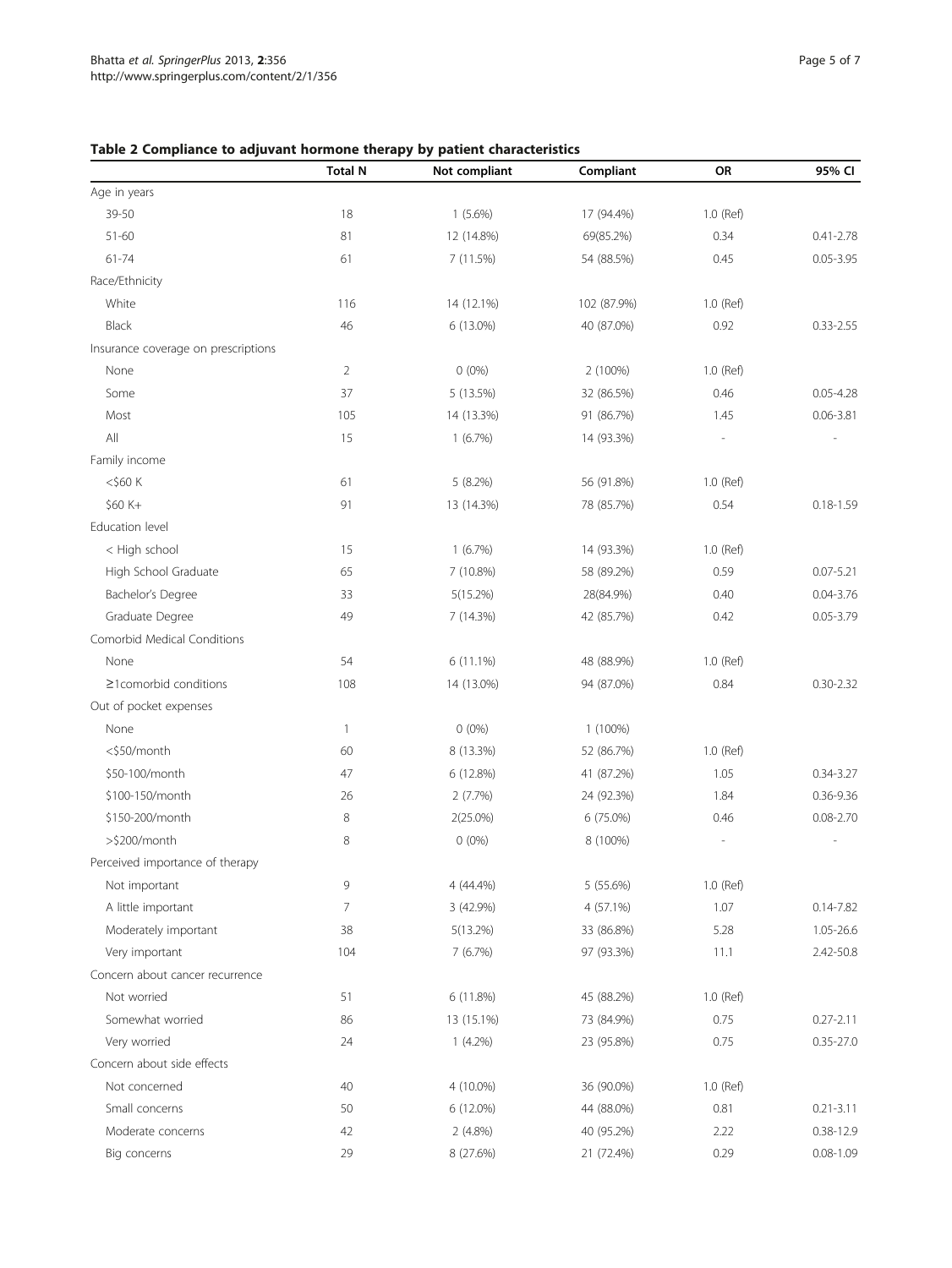**Table 2 Compliance to adjuvant hormone therapy by patient characteristics**

| | Total N | Not compliant | Compliant | OR | 95% CI |
|---|---|---|---|---|---|
| Age in years | | | | | |
| 39-50 | 18 | 1 (5.6%) | 17 (94.4%) | 1.0 (Ref) | |
| 51-60 | 81 | 12 (14.8%) | 69(85.2%) | 0.34 | 0.41-2.78 |
| 61-74 | 61 | 7 (11.5%) | 54 (88.5%) | 0.45 | 0.05-3.95 |
| Race/Ethnicity | | | | | |
| White | 116 | 14 (12.1%) | 102 (87.9%) | 1.0 (Ref) | |
| Black | 46 | 6 (13.0%) | 40 (87.0%) | 0.92 | 0.33-2.55 |
| Insurance coverage on prescriptions | | | | | |
| None | 2 | 0 (0%) | 2 (100%) | 1.0 (Ref) | |
| Some | 37 | 5 (13.5%) | 32 (86.5%) | 0.46 | 0.05-4.28 |
| Most | 105 | 14 (13.3%) | 91 (86.7%) | 1.45 | 0.06-3.81 |
| All | 15 | 1 (6.7%) | 14 (93.3%) | - | - |
| Family income | | | | | |
| <$60 K | 61 | 5 (8.2%) | 56 (91.8%) | 1.0 (Ref) | |
| $60 K+ | 91 | 13 (14.3%) | 78 (85.7%) | 0.54 | 0.18-1.59 |
| Education level | | | | | |
| < High school | 15 | 1 (6.7%) | 14 (93.3%) | 1.0 (Ref) | |
| High School Graduate | 65 | 7 (10.8%) | 58 (89.2%) | 0.59 | 0.07-5.21 |
| Bachelor's Degree | 33 | 5(15.2%) | 28(84.9%) | 0.40 | 0.04-3.76 |
| Graduate Degree | 49 | 7 (14.3%) | 42 (85.7%) | 0.42 | 0.05-3.79 |
| Comorbid Medical Conditions | | | | | |
| None | 54 | 6 (11.1%) | 48 (88.9%) | 1.0 (Ref) | |
| ≥1comorbid conditions | 108 | 14 (13.0%) | 94 (87.0%) | 0.84 | 0.30-2.32 |
| Out of pocket expenses | | | | | |
| None | 1 | 0 (0%) | 1 (100%) | | |
| <$50/month | 60 | 8 (13.3%) | 52 (86.7%) | 1.0 (Ref) | |
| $50-100/month | 47 | 6 (12.8%) | 41 (87.2%) | 1.05 | 0.34-3.27 |
| $100-150/month | 26 | 2 (7.7%) | 24 (92.3%) | 1.84 | 0.36-9.36 |
| $150-200/month | 8 | 2(25.0%) | 6 (75.0%) | 0.46 | 0.08-2.70 |
| >$200/month | 8 | 0 (0%) | 8 (100%) | - | - |
| Perceived importance of therapy | | | | | |
| Not important | 9 | 4 (44.4%) | 5 (55.6%) | 1.0 (Ref) | |
| A little important | 7 | 3 (42.9%) | 4 (57.1%) | 1.07 | 0.14-7.82 |
| Moderately important | 38 | 5(13.2%) | 33 (86.8%) | 5.28 | 1.05-26.6 |
| Very important | 104 | 7 (6.7%) | 97 (93.3%) | 11.1 | 2.42-50.8 |
| Concern about cancer recurrence | | | | | |
| Not worried | 51 | 6 (11.8%) | 45 (88.2%) | 1.0 (Ref) | |
| Somewhat worried | 86 | 13 (15.1%) | 73 (84.9%) | 0.75 | 0.27-2.11 |
| Very worried | 24 | 1 (4.2%) | 23 (95.8%) | 0.75 | 0.35-27.0 |
| Concern about side effects | | | | | |
| Not concerned | 40 | 4 (10.0%) | 36 (90.0%) | 1.0 (Ref) | |
| Small concerns | 50 | 6 (12.0%) | 44 (88.0%) | 0.81 | 0.21-3.11 |
| Moderate concerns | 42 | 2 (4.8%) | 40 (95.2%) | 2.22 | 0.38-12.9 |
| Big concerns | 29 | 8 (27.6%) | 21 (72.4%) | 0.29 | 0.08-1.09 |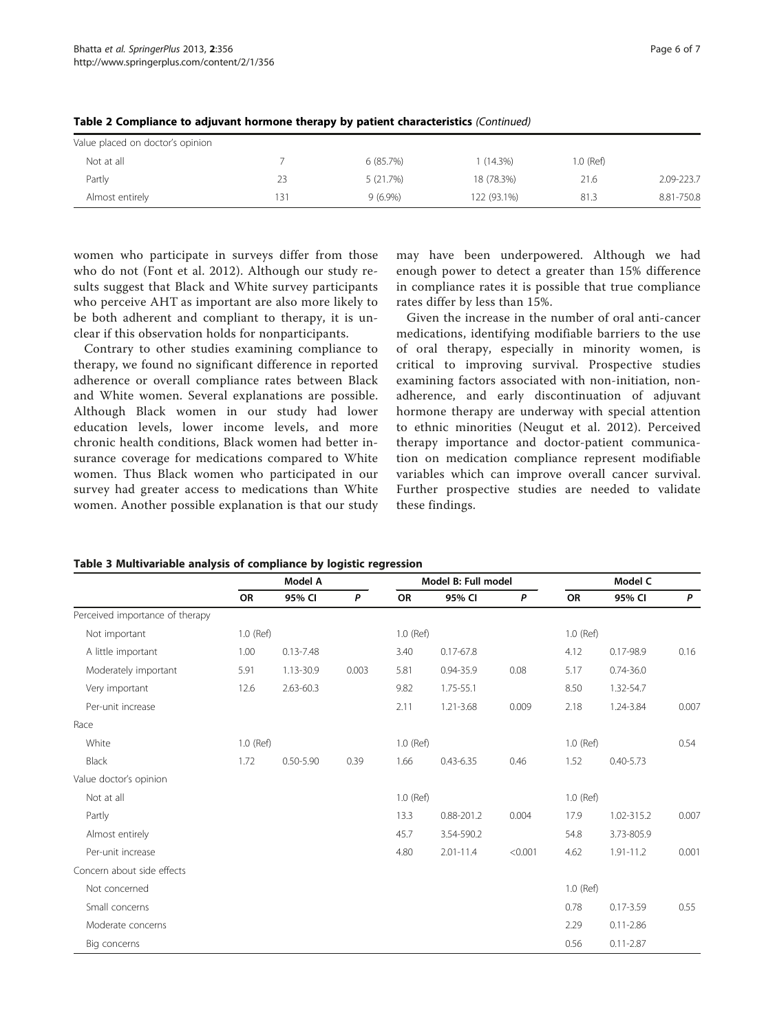**Table 2 Compliance to adjuvant hormone therapy by patient characteristics** *(Continued)*

| | | | | | |
|---|---|---|---|---|---|
| Value placed on doctor's opinion | | | | | |
| Not at all | 7 | 6 (85.7%) | 1 (14.3%) | 1.0 (Ref) | |
| Partly | 23 | 5 (21.7%) | 18 (78.3%) | 21.6 | 2.09-223.7 |
| Almost entirely | 131 | 9 (6.9%) | 122 (93.1%) | 81.3 | 8.81-750.8 |

women who participate in surveys differ from those who do not (Font et al. 2012). Although our study results suggest that Black and White survey participants who perceive AHT as important are also more likely to be both adherent and compliant to therapy, it is unclear if this observation holds for nonparticipants.

Contrary to other studies examining compliance to therapy, we found no significant difference in reported adherence or overall compliance rates between Black and White women. Several explanations are possible. Although Black women in our study had lower education levels, lower income levels, and more chronic health conditions, Black women had better insurance coverage for medications compared to White women. Thus Black women who participated in our survey had greater access to medications than White women. Another possible explanation is that our study may have been underpowered. Although we had enough power to detect a greater than 15% difference in compliance rates it is possible that true compliance rates differ by less than 15%.

Given the increase in the number of oral anti-cancer medications, identifying modifiable barriers to the use of oral therapy, especially in minority women, is critical to improving survival. Prospective studies examining factors associated with non-initiation, non-adherence, and early discontinuation of adjuvant hormone therapy are underway with special attention to ethnic minorities (Neugut et al. 2012). Perceived therapy importance and doctor-patient communication on medication compliance represent modifiable variables which can improve overall cancer survival. Further prospective studies are needed to validate these findings.

**Table 3 Multivariable analysis of compliance by logistic regression**

| | Model A | | | Model B: Full model | | | Model C | | |
|---|---|---|---|---|---|---|---|---|---|
| | OR | 95% CI | *P* | OR | 95% CI | *P* | OR | 95% CI | *P* |
| Perceived importance of therapy | | | | | | | | | |
| Not important | 1.0 (Ref) | | | 1.0 (Ref) | | | 1.0 (Ref) | | |
| A little important | 1.00 | 0.13-7.48 | | 3.40 | 0.17-67.8 | | 4.12 | 0.17-98.9 | 0.16 |
| Moderately important | 5.91 | 1.13-30.9 | 0.003 | 5.81 | 0.94-35.9 | 0.08 | 5.17 | 0.74-36.0 | |
| Very important | 12.6 | 2.63-60.3 | | 9.82 | 1.75-55.1 | | 8.50 | 1.32-54.7 | |
| Per-unit increase | | | | 2.11 | 1.21-3.68 | 0.009 | 2.18 | 1.24-3.84 | 0.007 |
| Race | | | | | | | | | |
| White | 1.0 (Ref) | | | 1.0 (Ref) | | | 1.0 (Ref) | | 0.54 |
| Black | 1.72 | 0.50-5.90 | 0.39 | 1.66 | 0.43-6.35 | 0.46 | 1.52 | 0.40-5.73 | |
| Value doctor's opinion | | | | | | | | | |
| Not at all | | | | 1.0 (Ref) | | | 1.0 (Ref) | | |
| Partly | | | | 13.3 | 0.88-201.2 | 0.004 | 17.9 | 1.02-315.2 | 0.007 |
| Almost entirely | | | | 45.7 | 3.54-590.2 | | 54.8 | 3.73-805.9 | |
| Per-unit increase | | | | 4.80 | 2.01-11.4 | <0.001 | 4.62 | 1.91-11.2 | 0.001 |
| Concern about side effects | | | | | | | | | |
| Not concerned | | | | | | | 1.0 (Ref) | | |
| Small concerns | | | | | | | 0.78 | 0.17-3.59 | 0.55 |
| Moderate concerns | | | | | | | 2.29 | 0.11-2.86 | |
| Big concerns | | | | | | | 0.56 | 0.11-2.87 | |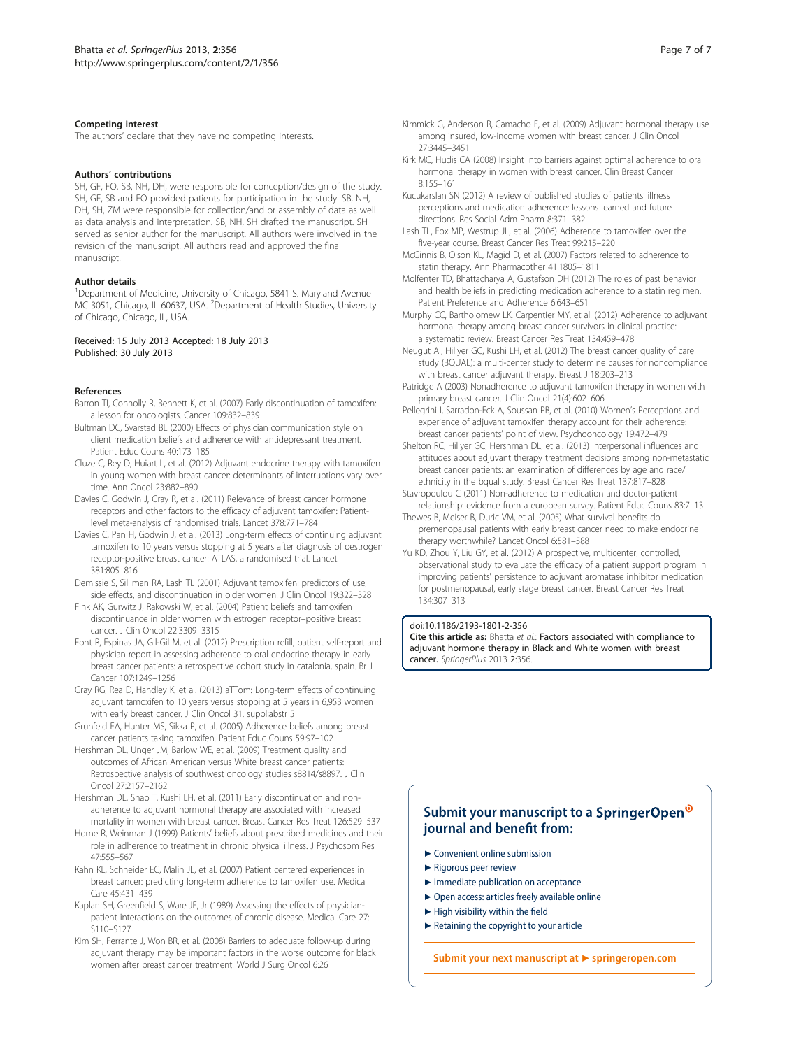### Competing interest

The authors' declare that they have no competing interests.

### Authors' contributions

SH, GF, FO, SB, NH, DH, were responsible for conception/design of the study. SH, GF, SB and FO provided patients for participation in the study. SB, NH, DH, SH, ZM were responsible for collection/and or assembly of data as well as data analysis and interpretation. SB, NH, SH drafted the manuscript. SH served as senior author for the manuscript. All authors were involved in the revision of the manuscript. All authors read and approved the final manuscript.

### Author details

[1]Department of Medicine, University of Chicago, 5841 S. Maryland Avenue MC 3051, Chicago, IL 60637, USA. [2]Department of Health Studies, University of Chicago, Chicago, IL, USA.

Received: 15 July 2013 Accepted: 18 July 2013
Published: 30 July 2013

### References

Barron TI, Connolly R, Bennett K, et al. (2007) Early discontinuation of tamoxifen: a lesson for oncologists. Cancer 109:832–839

Bultman DC, Svarstad BL (2000) Effects of physician communication style on client medication beliefs and adherence with antidepressant treatment. Patient Educ Couns 40:173–185

Cluze C, Rey D, Huiart L, et al. (2012) Adjuvant endocrine therapy with tamoxifen in young women with breast cancer: determinants of interruptions vary over time. Ann Oncol 23:882–890

Davies C, Godwin J, Gray R, et al. (2011) Relevance of breast cancer hormone receptors and other factors to the efficacy of adjuvant tamoxifen: Patient-level meta-analysis of randomised trials. Lancet 378:771–784

Davies C, Pan H, Godwin J, et al. (2013) Long-term effects of continuing adjuvant tamoxifen to 10 years versus stopping at 5 years after diagnosis of oestrogen receptor-positive breast cancer: ATLAS, a randomised trial. Lancet 381:805–816

Demissie S, Silliman RA, Lash TL (2001) Adjuvant tamoxifen: predictors of use, side effects, and discontinuation in older women. J Clin Oncol 19:322–328

Fink AK, Gurwitz J, Rakowski W, et al. (2004) Patient beliefs and tamoxifen discontinuance in older women with estrogen receptor–positive breast cancer. J Clin Oncol 22:3309–3315

Font R, Espinas JA, Gil-Gil M, et al. (2012) Prescription refill, patient self-report and physician report in assessing adherence to oral endocrine therapy in early breast cancer patients: a retrospective cohort study in catalonia, spain. Br J Cancer 107:1249–1256

Gray RG, Rea D, Handley K, et al. (2013) aTTom: Long-term effects of continuing adjuvant tamoxifen to 10 years versus stopping at 5 years in 6,953 women with early breast cancer. J Clin Oncol 31. suppl;abstr 5

Grunfeld EA, Hunter MS, Sikka P, et al. (2005) Adherence beliefs among breast cancer patients taking tamoxifen. Patient Educ Couns 59:97–102

Hershman DL, Unger JM, Barlow WE, et al. (2009) Treatment quality and outcomes of African American versus White breast cancer patients: Retrospective analysis of southwest oncology studies s8814/s8897. J Clin Oncol 27:2157–2162

Hershman DL, Shao T, Kushi LH, et al. (2011) Early discontinuation and non-adherence to adjuvant hormonal therapy are associated with increased mortality in women with breast cancer. Breast Cancer Res Treat 126:529–537

Horne R, Weinman J (1999) Patients' beliefs about prescribed medicines and their role in adherence to treatment in chronic physical illness. J Psychosom Res 47:555–567

Kahn KL, Schneider EC, Malin JL, et al. (2007) Patient centered experiences in breast cancer: predicting long-term adherence to tamoxifen use. Medical Care 45:431–439

Kaplan SH, Greenfield S, Ware JE, Jr (1989) Assessing the effects of physician-patient interactions on the outcomes of chronic disease. Medical Care 27: S110–S127

Kim SH, Ferrante J, Won BR, et al. (2008) Barriers to adequate follow-up during adjuvant therapy may be important factors in the worse outcome for black women after breast cancer treatment. World J Surg Oncol 6:26

Kimmick G, Anderson R, Camacho F, et al. (2009) Adjuvant hormonal therapy use among insured, low-income women with breast cancer. J Clin Oncol 27:3445–3451

Kirk MC, Hudis CA (2008) Insight into barriers against optimal adherence to oral hormonal therapy in women with breast cancer. Clin Breast Cancer 8:155–161

Kucukarslan SN (2012) A review of published studies of patients' illness perceptions and medication adherence: lessons learned and future directions. Res Social Adm Pharm 8:371–382

Lash TL, Fox MP, Westrup JL, et al. (2006) Adherence to tamoxifen over the five-year course. Breast Cancer Res Treat 99:215–220

McGinnis B, Olson KL, Magid D, et al. (2007) Factors related to adherence to statin therapy. Ann Pharmacother 41:1805–1811

Molfenter TD, Bhattacharya A, Gustafson DH (2012) The roles of past behavior and health beliefs in predicting medication adherence to a statin regimen. Patient Preference and Adherence 6:643–651

Murphy CC, Bartholomew LK, Carpentier MY, et al. (2012) Adherence to adjuvant hormonal therapy among breast cancer survivors in clinical practice: a systematic review. Breast Cancer Res Treat 134:459–478

Neugut AI, Hillyer GC, Kushi LH, et al. (2012) The breast cancer quality of care study (BQUAL): a multi-center study to determine causes for noncompliance with breast cancer adjuvant therapy. Breast J 18:203–213

Patridge A (2003) Nonadherence to adjuvant tamoxifen therapy in women with primary breast cancer. J Clin Oncol 21(4):602–606

Pellegrini I, Sarradon-Eck A, Soussan PB, et al. (2010) Women's Perceptions and experience of adjuvant tamoxifen therapy account for their adherence: breast cancer patients' point of view. Psychooncology 19:472–479

Shelton RC, Hillyer GC, Hershman DL, et al. (2013) Interpersonal influences and attitudes about adjuvant therapy treatment decisions among non-metastatic breast cancer patients: an examination of differences by age and race/ethnicity in the bqual study. Breast Cancer Res Treat 137:817–828

Stavropoulou C (2011) Non-adherence to medication and doctor-patient relationship: evidence from a european survey. Patient Educ Couns 83:7–13

Thewes B, Meiser B, Duric VM, et al. (2005) What survival benefits do premenopausal patients with early breast cancer need to make endocrine therapy worthwhile? Lancet Oncol 6:581–588

Yu KD, Zhou Y, Liu GY, et al. (2012) A prospective, multicenter, controlled, observational study to evaluate the efficacy of a patient support program in improving patients' persistence to adjuvant aromatase inhibitor medication for postmenopausal, early stage breast cancer. Breast Cancer Res Treat 134:307–313

doi:10.1186/2193-1801-2-356
**Cite this article as:** Bhatta *et al.*: Factors associated with compliance to adjuvant hormone therapy in Black and White women with breast cancer. *SpringerPlus* 2013 **2**:356.